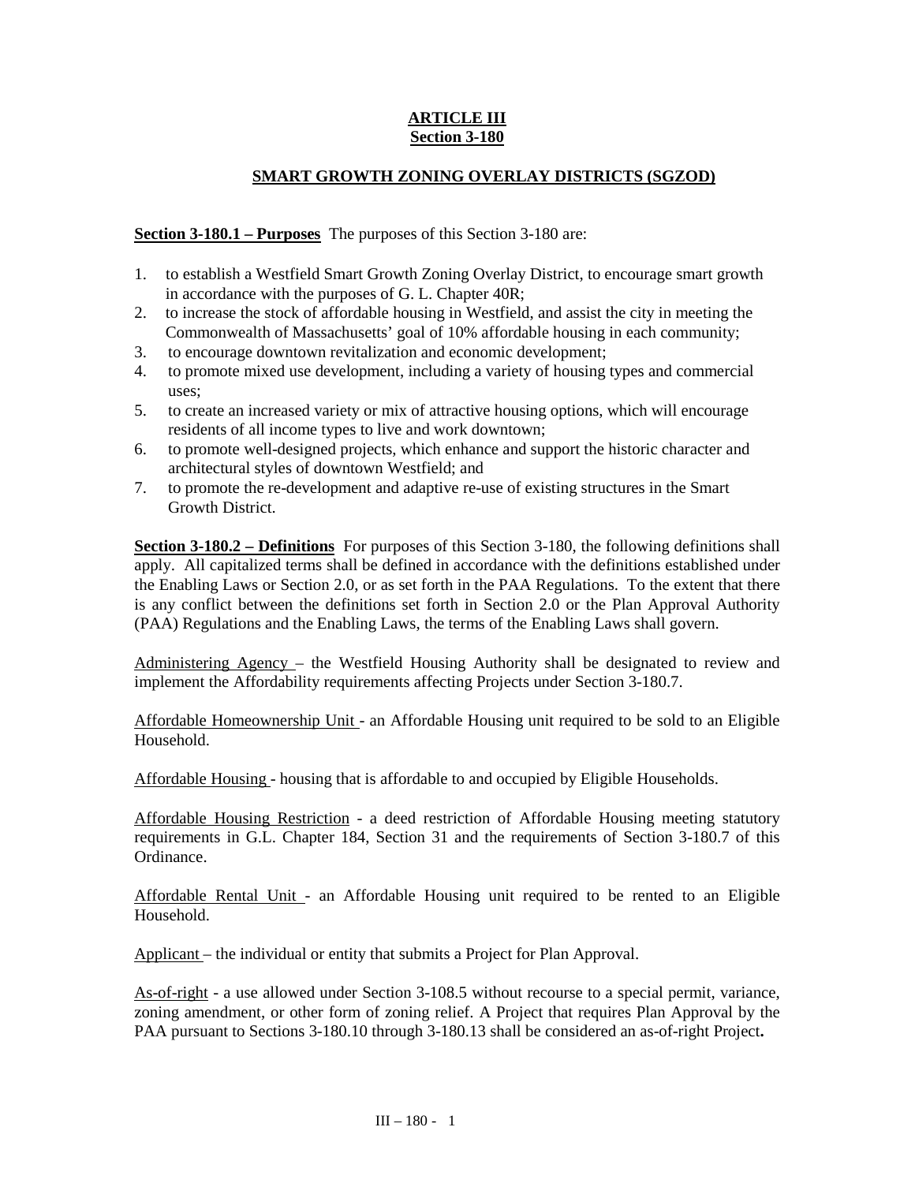# ARTICLE III
## Section 3-180

## SMART GROWTH ZONING OVERLAY DISTRICTS (SGZOD)

**Section 3-180.1 – Purposes** The purposes of this Section 3-180 are:

1. to establish a Westfield Smart Growth Zoning Overlay District, to encourage smart growth in accordance with the purposes of G. L. Chapter 40R;
2. to increase the stock of affordable housing in Westfield, and assist the city in meeting the Commonwealth of Massachusetts' goal of 10% affordable housing in each community;
3. to encourage downtown revitalization and economic development;
4. to promote mixed use development, including a variety of housing types and commercial uses;
5. to create an increased variety or mix of attractive housing options, which will encourage residents of all income types to live and work downtown;
6. to promote well-designed projects, which enhance and support the historic character and architectural styles of downtown Westfield; and
7. to promote the re-development and adaptive re-use of existing structures in the Smart Growth District.

**Section 3-180.2 – Definitions** For purposes of this Section 3-180, the following definitions shall apply. All capitalized terms shall be defined in accordance with the definitions established under the Enabling Laws or Section 2.0, or as set forth in the PAA Regulations. To the extent that there is any conflict between the definitions set forth in Section 2.0 or the Plan Approval Authority (PAA) Regulations and the Enabling Laws, the terms of the Enabling Laws shall govern.

Administering Agency – the Westfield Housing Authority shall be designated to review and implement the Affordability requirements affecting Projects under Section 3-180.7.

Affordable Homeownership Unit - an Affordable Housing unit required to be sold to an Eligible Household.

Affordable Housing - housing that is affordable to and occupied by Eligible Households.

Affordable Housing Restriction - a deed restriction of Affordable Housing meeting statutory requirements in G.L. Chapter 184, Section 31 and the requirements of Section 3-180.7 of this Ordinance.

Affordable Rental Unit - an Affordable Housing unit required to be rented to an Eligible Household.

Applicant – the individual or entity that submits a Project for Plan Approval.

As-of-right - a use allowed under Section 3-108.5 without recourse to a special permit, variance, zoning amendment, or other form of zoning relief. A Project that requires Plan Approval by the PAA pursuant to Sections 3-180.10 through 3-180.13 shall be considered an as-of-right Project**.**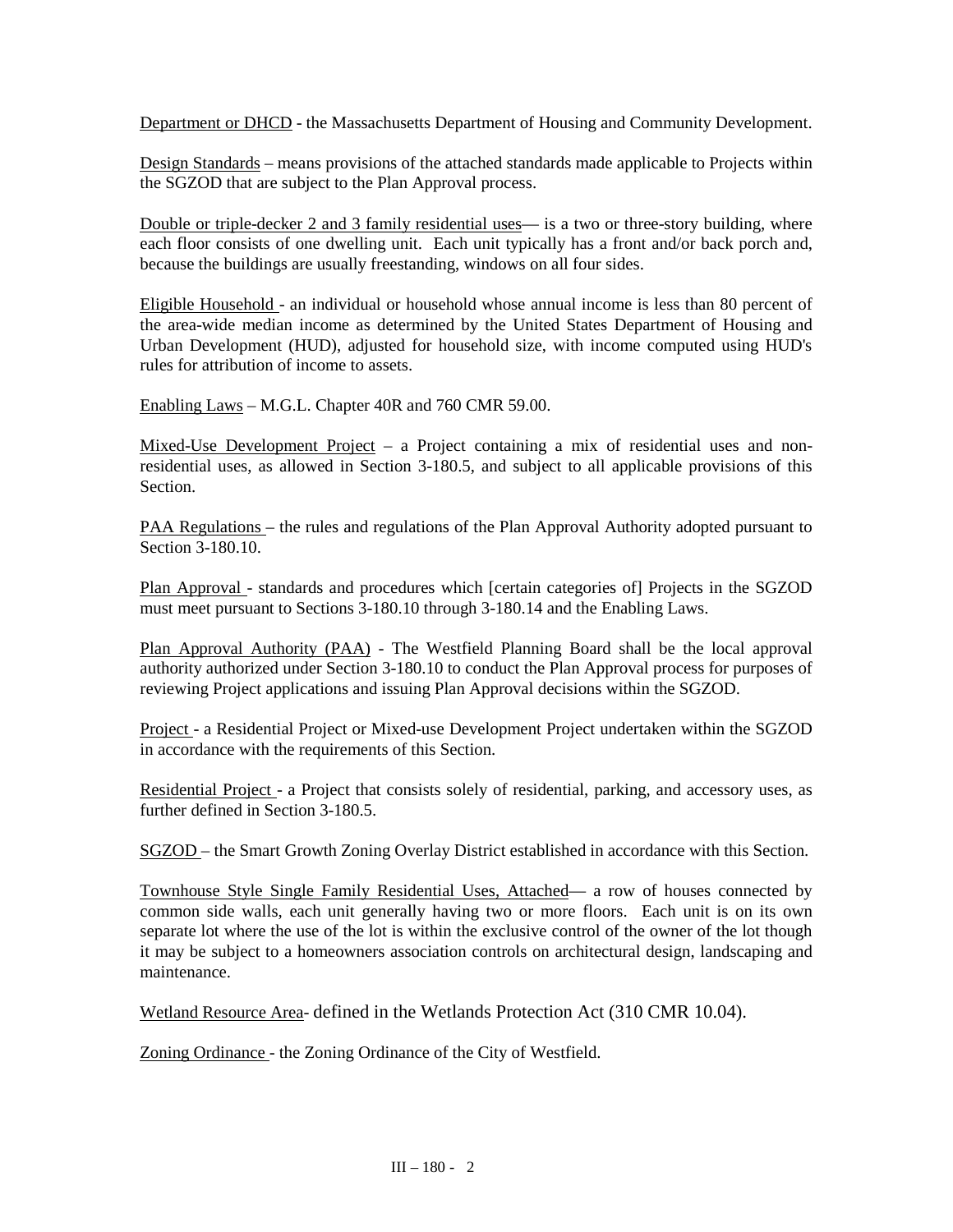Department or DHCD - the Massachusetts Department of Housing and Community Development.

Design Standards – means provisions of the attached standards made applicable to Projects within the SGZOD that are subject to the Plan Approval process.

Double or triple-decker 2 and 3 family residential uses— is a two or three-story building, where each floor consists of one dwelling unit. Each unit typically has a front and/or back porch and, because the buildings are usually freestanding, windows on all four sides.

Eligible Household - an individual or household whose annual income is less than 80 percent of the area-wide median income as determined by the United States Department of Housing and Urban Development (HUD), adjusted for household size, with income computed using HUD's rules for attribution of income to assets.

Enabling Laws – M.G.L. Chapter 40R and 760 CMR 59.00.

Mixed-Use Development Project – a Project containing a mix of residential uses and non-residential uses, as allowed in Section 3-180.5, and subject to all applicable provisions of this Section.

PAA Regulations – the rules and regulations of the Plan Approval Authority adopted pursuant to Section 3-180.10.

Plan Approval - standards and procedures which [certain categories of] Projects in the SGZOD must meet pursuant to Sections 3-180.10 through 3-180.14 and the Enabling Laws.

Plan Approval Authority (PAA) - The Westfield Planning Board shall be the local approval authority authorized under Section 3-180.10 to conduct the Plan Approval process for purposes of reviewing Project applications and issuing Plan Approval decisions within the SGZOD.

Project - a Residential Project or Mixed-use Development Project undertaken within the SGZOD in accordance with the requirements of this Section.

Residential Project - a Project that consists solely of residential, parking, and accessory uses, as further defined in Section 3-180.5.

SGZOD – the Smart Growth Zoning Overlay District established in accordance with this Section.

Townhouse Style Single Family Residential Uses, Attached— a row of houses connected by common side walls, each unit generally having two or more floors. Each unit is on its own separate lot where the use of the lot is within the exclusive control of the owner of the lot though it may be subject to a homeowners association controls on architectural design, landscaping and maintenance.

Wetland Resource Area- defined in the Wetlands Protection Act (310 CMR 10.04).

Zoning Ordinance - the Zoning Ordinance of the City of Westfield.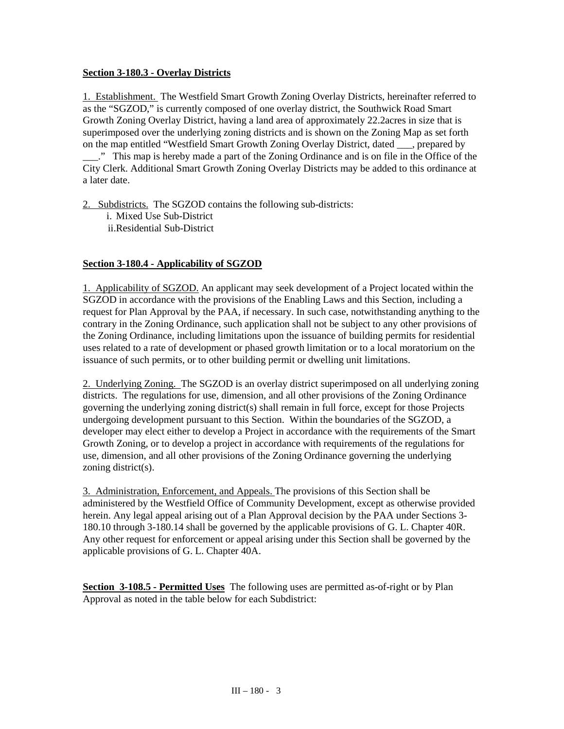**Section 3-180.3 - Overlay Districts**

1. Establishment. The Westfield Smart Growth Zoning Overlay Districts, hereinafter referred to as the "SGZOD," is currently composed of one overlay district, the Southwick Road Smart Growth Zoning Overlay District, having a land area of approximately 22.2acres in size that is superimposed over the underlying zoning districts and is shown on the Zoning Map as set forth on the map entitled "Westfield Smart Growth Zoning Overlay District, dated ___, prepared by ___." This map is hereby made a part of the Zoning Ordinance and is on file in the Office of the City Clerk. Additional Smart Growth Zoning Overlay Districts may be added to this ordinance at a later date.

2. Subdistricts. The SGZOD contains the following sub-districts:
   i. Mixed Use Sub-District
   ii.Residential Sub-District

**Section 3-180.4 - Applicability of SGZOD**

1. Applicability of SGZOD. An applicant may seek development of a Project located within the SGZOD in accordance with the provisions of the Enabling Laws and this Section, including a request for Plan Approval by the PAA, if necessary. In such case, notwithstanding anything to the contrary in the Zoning Ordinance, such application shall not be subject to any other provisions of the Zoning Ordinance, including limitations upon the issuance of building permits for residential uses related to a rate of development or phased growth limitation or to a local moratorium on the issuance of such permits, or to other building permit or dwelling unit limitations.

2. Underlying Zoning. The SGZOD is an overlay district superimposed on all underlying zoning districts. The regulations for use, dimension, and all other provisions of the Zoning Ordinance governing the underlying zoning district(s) shall remain in full force, except for those Projects undergoing development pursuant to this Section. Within the boundaries of the SGZOD, a developer may elect either to develop a Project in accordance with the requirements of the Smart Growth Zoning, or to develop a project in accordance with requirements of the regulations for use, dimension, and all other provisions of the Zoning Ordinance governing the underlying zoning district(s).

3. Administration, Enforcement, and Appeals. The provisions of this Section shall be administered by the Westfield Office of Community Development, except as otherwise provided herein. Any legal appeal arising out of a Plan Approval decision by the PAA under Sections 3-180.10 through 3-180.14 shall be governed by the applicable provisions of G. L. Chapter 40R. Any other request for enforcement or appeal arising under this Section shall be governed by the applicable provisions of G. L. Chapter 40A.

**Section 3-108.5 - Permitted Uses** The following uses are permitted as-of-right or by Plan Approval as noted in the table below for each Subdistrict: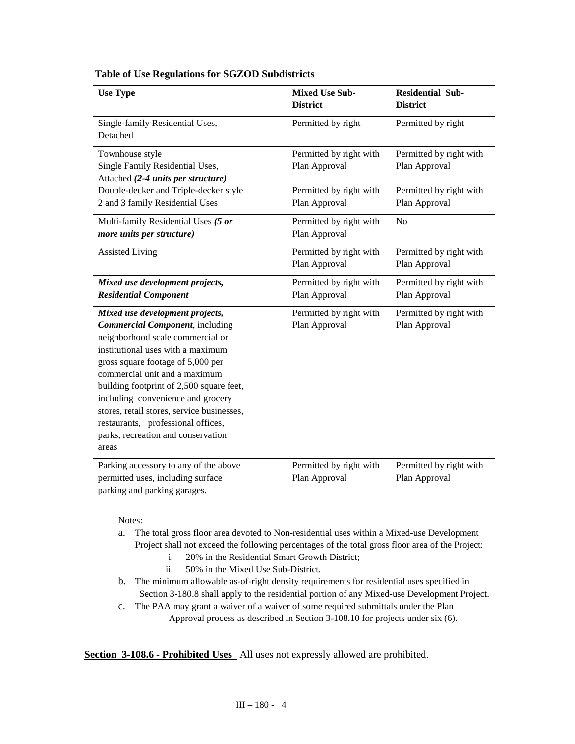**Table of Use Regulations for SGZOD Subdistricts**

| Use Type | Mixed Use Sub-District | Residential Sub-District |
|---|---|---|
| Single-family Residential Uses, Detached | Permitted by right | Permitted by right |
| Townhouse style Single Family Residential Uses, Attached ***(2-4 units per structure)*** | Permitted by right with Plan Approval | Permitted by right with Plan Approval |
| Double-decker and Triple-decker style 2 and 3 family Residential Uses | Permitted by right with Plan Approval | Permitted by right with Plan Approval |
| Multi-family Residential Uses ***(5 or more units per structure)*** | Permitted by right with Plan Approval | No |
| Assisted Living | Permitted by right with Plan Approval | Permitted by right with Plan Approval |
| ***Mixed use development projects, Residential Component*** | Permitted by right with Plan Approval | Permitted by right with Plan Approval |
| ***Mixed use development projects, Commercial Component***, including neighborhood scale commercial or institutional uses with a maximum gross square footage of 5,000 per commercial unit and a maximum building footprint of 2,500 square feet, including convenience and grocery stores, retail stores, service businesses, restaurants, professional offices, parks, recreation and conservation areas | Permitted by right with Plan Approval | Permitted by right with Plan Approval |
| Parking accessory to any of the above permitted uses, including surface parking and parking garages. | Permitted by right with Plan Approval | Permitted by right with Plan Approval |

Notes:

a. The total gross floor area devoted to Non-residential uses within a Mixed-use Development Project shall not exceed the following percentages of the total gross floor area of the Project:
   i. 20% in the Residential Smart Growth District;
   ii. 50% in the Mixed Use Sub-District.

b. The minimum allowable as-of-right density requirements for residential uses specified in Section 3-180.8 shall apply to the residential portion of any Mixed-use Development Project.

c. The PAA may grant a waiver of a waiver of some required submittals under the Plan Approval process as described in Section 3-108.10 for projects under six (6).

**Section 3-108.6 - Prohibited Uses** All uses not expressly allowed are prohibited.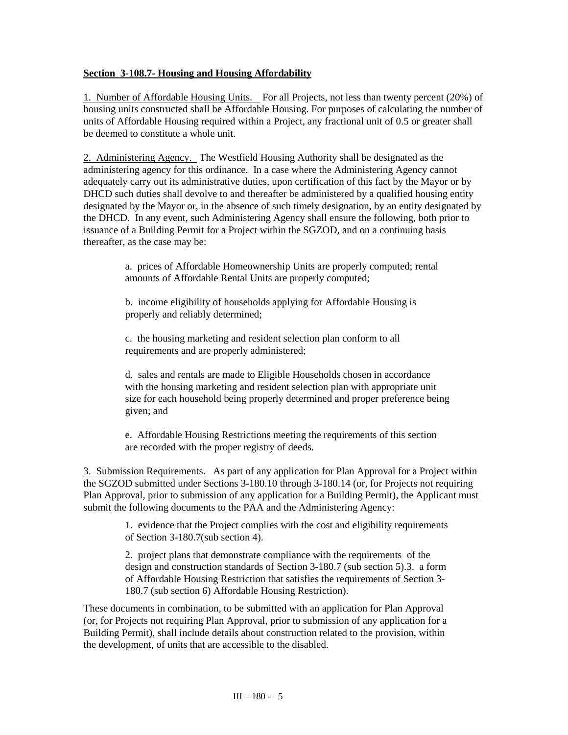**Section 3-108.7- Housing and Housing Affordability**

1. Number of Affordable Housing Units. For all Projects, not less than twenty percent (20%) of housing units constructed shall be Affordable Housing. For purposes of calculating the number of units of Affordable Housing required within a Project, any fractional unit of 0.5 or greater shall be deemed to constitute a whole unit.

2. Administering Agency. The Westfield Housing Authority shall be designated as the administering agency for this ordinance. In a case where the Administering Agency cannot adequately carry out its administrative duties, upon certification of this fact by the Mayor or by DHCD such duties shall devolve to and thereafter be administered by a qualified housing entity designated by the Mayor or, in the absence of such timely designation, by an entity designated by the DHCD. In any event, such Administering Agency shall ensure the following, both prior to issuance of a Building Permit for a Project within the SGZOD, and on a continuing basis thereafter, as the case may be:

> a. prices of Affordable Homeownership Units are properly computed; rental amounts of Affordable Rental Units are properly computed;
>
> b. income eligibility of households applying for Affordable Housing is properly and reliably determined;
>
> c. the housing marketing and resident selection plan conform to all requirements and are properly administered;
>
> d. sales and rentals are made to Eligible Households chosen in accordance with the housing marketing and resident selection plan with appropriate unit size for each household being properly determined and proper preference being given; and
>
> e. Affordable Housing Restrictions meeting the requirements of this section are recorded with the proper registry of deeds.

3. Submission Requirements. As part of any application for Plan Approval for a Project within the SGZOD submitted under Sections 3-180.10 through 3-180.14 (or, for Projects not requiring Plan Approval, prior to submission of any application for a Building Permit), the Applicant must submit the following documents to the PAA and the Administering Agency:

> 1. evidence that the Project complies with the cost and eligibility requirements of Section 3-180.7(sub section 4).
>
> 2. project plans that demonstrate compliance with the requirements of the design and construction standards of Section 3-180.7 (sub section 5).3. a form of Affordable Housing Restriction that satisfies the requirements of Section 3-180.7 (sub section 6) Affordable Housing Restriction).

These documents in combination, to be submitted with an application for Plan Approval (or, for Projects not requiring Plan Approval, prior to submission of any application for a Building Permit), shall include details about construction related to the provision, within the development, of units that are accessible to the disabled.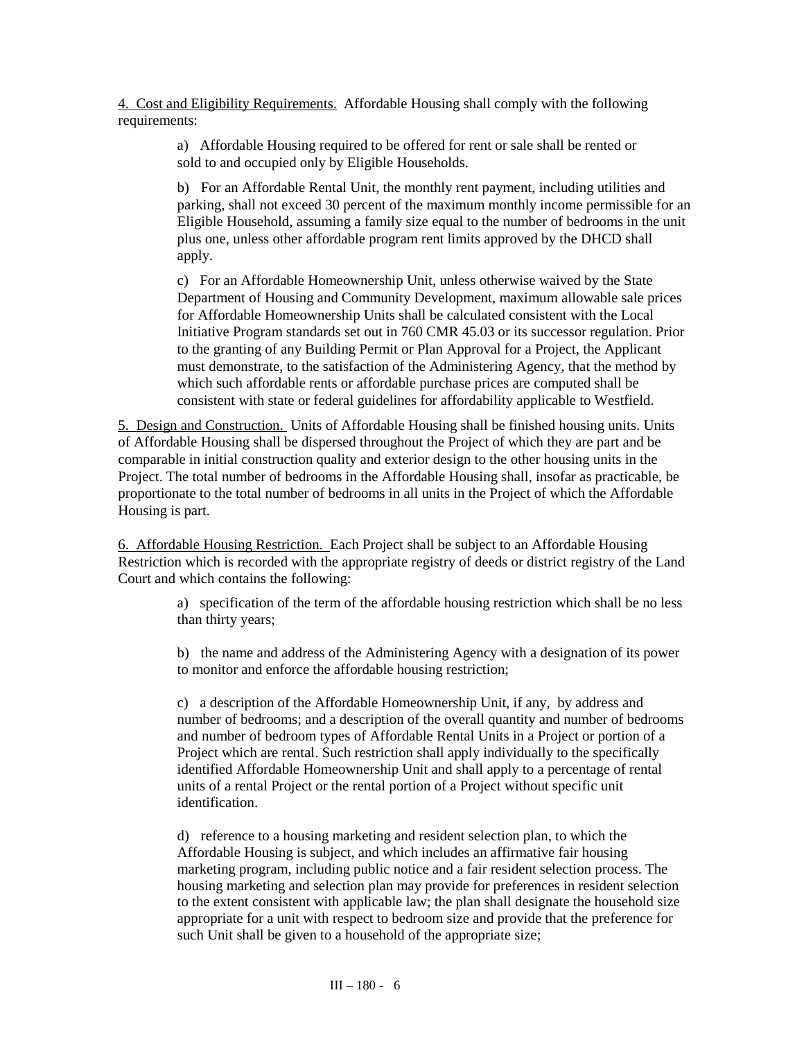4. <u>Cost and Eligibility Requirements.</u> Affordable Housing shall comply with the following requirements:

> a) Affordable Housing required to be offered for rent or sale shall be rented or sold to and occupied only by Eligible Households.
>
> b) For an Affordable Rental Unit, the monthly rent payment, including utilities and parking, shall not exceed 30 percent of the maximum monthly income permissible for an Eligible Household, assuming a family size equal to the number of bedrooms in the unit plus one, unless other affordable program rent limits approved by the DHCD shall apply.
>
> c) For an Affordable Homeownership Unit, unless otherwise waived by the State Department of Housing and Community Development, maximum allowable sale prices for Affordable Homeownership Units shall be calculated consistent with the Local Initiative Program standards set out in 760 CMR 45.03 or its successor regulation. Prior to the granting of any Building Permit or Plan Approval for a Project, the Applicant must demonstrate, to the satisfaction of the Administering Agency, that the method by which such affordable rents or affordable purchase prices are computed shall be consistent with state or federal guidelines for affordability applicable to Westfield.

5. <u>Design and Construction.</u> Units of Affordable Housing shall be finished housing units. Units of Affordable Housing shall be dispersed throughout the Project of which they are part and be comparable in initial construction quality and exterior design to the other housing units in the Project. The total number of bedrooms in the Affordable Housing shall, insofar as practicable, be proportionate to the total number of bedrooms in all units in the Project of which the Affordable Housing is part.

6. <u>Affordable Housing Restriction.</u> Each Project shall be subject to an Affordable Housing Restriction which is recorded with the appropriate registry of deeds or district registry of the Land Court and which contains the following:

> a) specification of the term of the affordable housing restriction which shall be no less than thirty years;
>
> b) the name and address of the Administering Agency with a designation of its power to monitor and enforce the affordable housing restriction;
>
> c) a description of the Affordable Homeownership Unit, if any, by address and number of bedrooms; and a description of the overall quantity and number of bedrooms and number of bedroom types of Affordable Rental Units in a Project or portion of a Project which are rental. Such restriction shall apply individually to the specifically identified Affordable Homeownership Unit and shall apply to a percentage of rental units of a rental Project or the rental portion of a Project without specific unit identification.
>
> d) reference to a housing marketing and resident selection plan, to which the Affordable Housing is subject, and which includes an affirmative fair housing marketing program, including public notice and a fair resident selection process. The housing marketing and selection plan may provide for preferences in resident selection to the extent consistent with applicable law; the plan shall designate the household size appropriate for a unit with respect to bedroom size and provide that the preference for such Unit shall be given to a household of the appropriate size;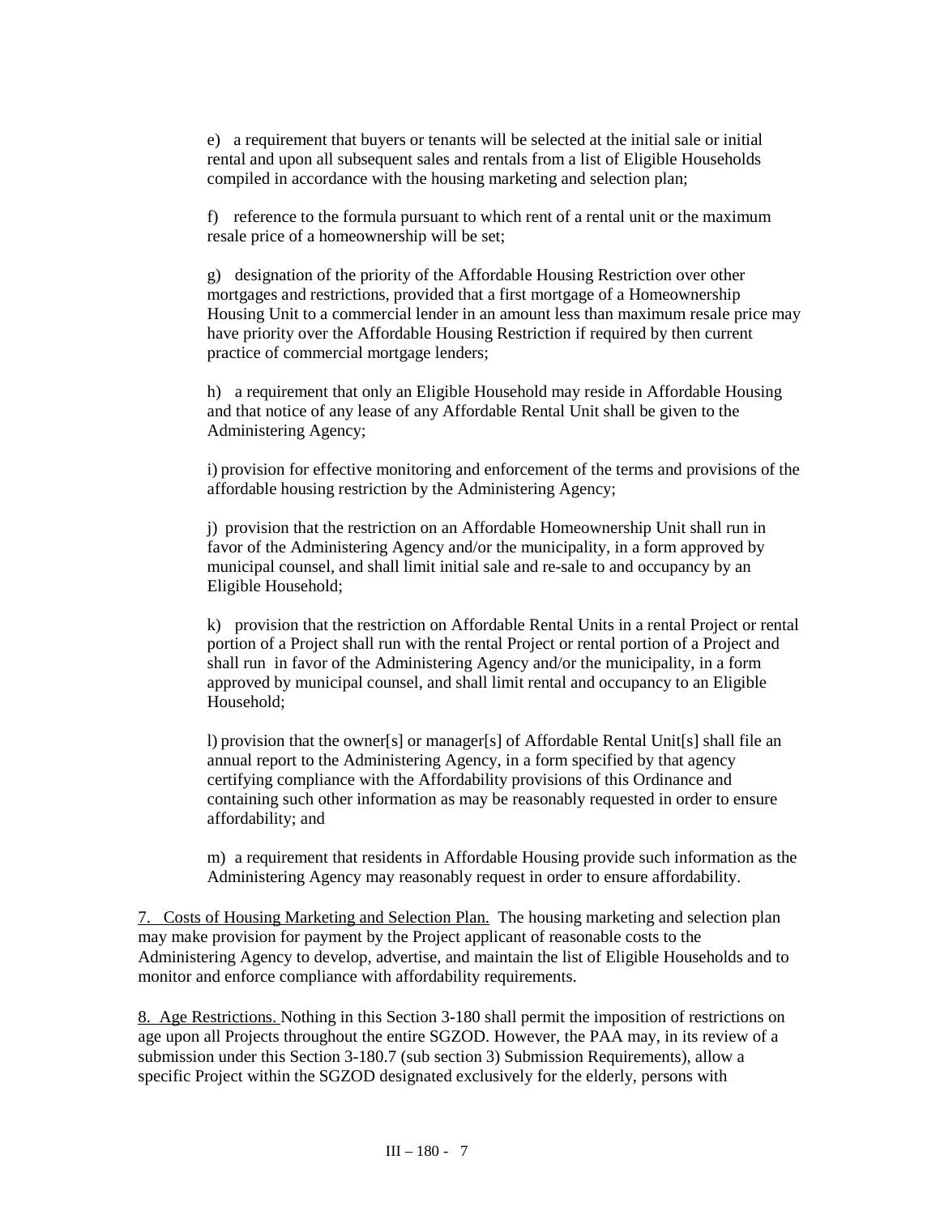e) a requirement that buyers or tenants will be selected at the initial sale or initial rental and upon all subsequent sales and rentals from a list of Eligible Households compiled in accordance with the housing marketing and selection plan;

f) reference to the formula pursuant to which rent of a rental unit or the maximum resale price of a homeownership will be set;

g) designation of the priority of the Affordable Housing Restriction over other mortgages and restrictions, provided that a first mortgage of a Homeownership Housing Unit to a commercial lender in an amount less than maximum resale price may have priority over the Affordable Housing Restriction if required by then current practice of commercial mortgage lenders;

h) a requirement that only an Eligible Household may reside in Affordable Housing and that notice of any lease of any Affordable Rental Unit shall be given to the Administering Agency;

i) provision for effective monitoring and enforcement of the terms and provisions of the affordable housing restriction by the Administering Agency;

j) provision that the restriction on an Affordable Homeownership Unit shall run in favor of the Administering Agency and/or the municipality, in a form approved by municipal counsel, and shall limit initial sale and re-sale to and occupancy by an Eligible Household;

k) provision that the restriction on Affordable Rental Units in a rental Project or rental portion of a Project shall run with the rental Project or rental portion of a Project and shall run in favor of the Administering Agency and/or the municipality, in a form approved by municipal counsel, and shall limit rental and occupancy to an Eligible Household;

l) provision that the owner[s] or manager[s] of Affordable Rental Unit[s] shall file an annual report to the Administering Agency, in a form specified by that agency certifying compliance with the Affordability provisions of this Ordinance and containing such other information as may be reasonably requested in order to ensure affordability; and

m) a requirement that residents in Affordable Housing provide such information as the Administering Agency may reasonably request in order to ensure affordability.

<u>7. Costs of Housing Marketing and Selection Plan.</u> The housing marketing and selection plan may make provision for payment by the Project applicant of reasonable costs to the Administering Agency to develop, advertise, and maintain the list of Eligible Households and to monitor and enforce compliance with affordability requirements.

<u>8. Age Restrictions.</u> Nothing in this Section 3-180 shall permit the imposition of restrictions on age upon all Projects throughout the entire SGZOD. However, the PAA may, in its review of a submission under this Section 3-180.7 (sub section 3) Submission Requirements), allow a specific Project within the SGZOD designated exclusively for the elderly, persons with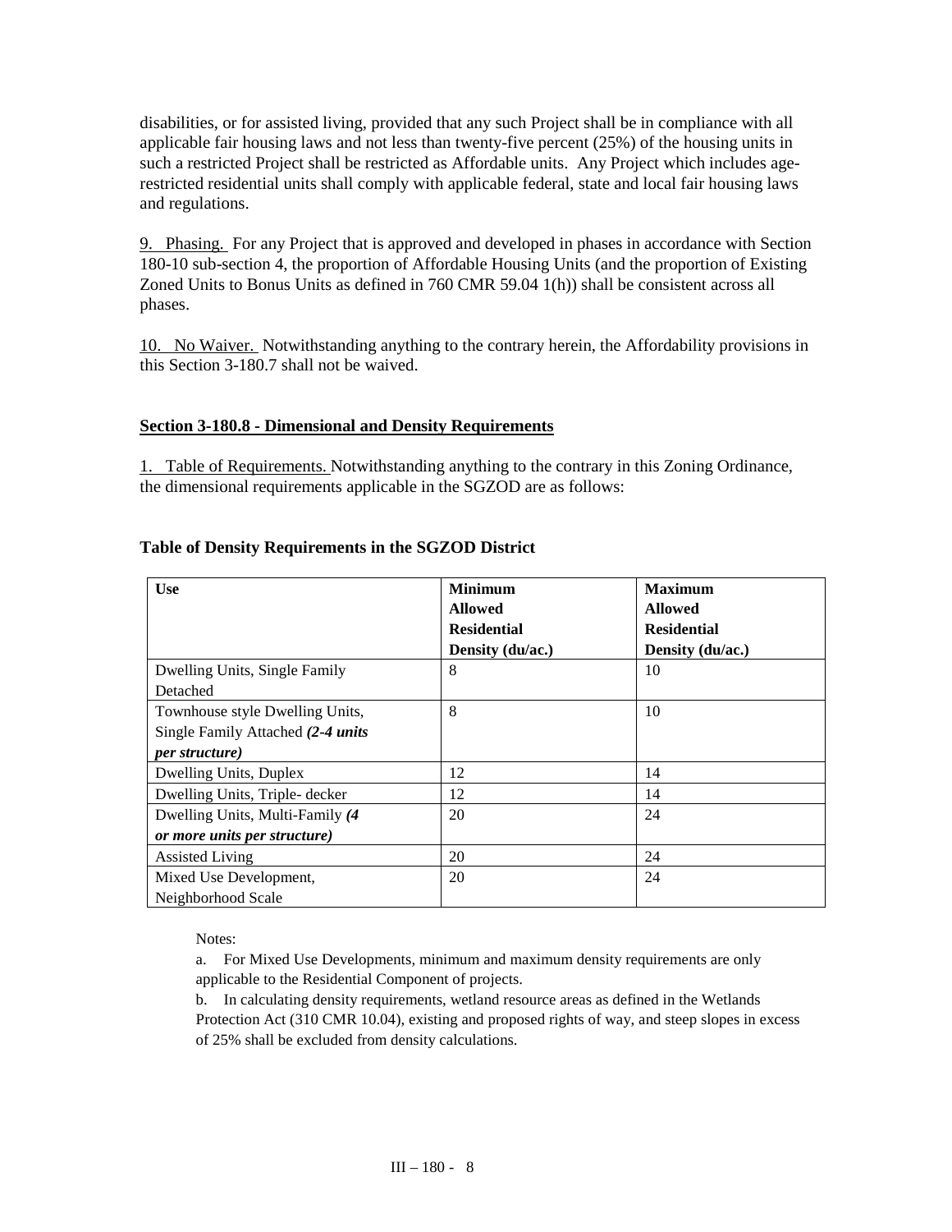disabilities, or for assisted living, provided that any such Project shall be in compliance with all applicable fair housing laws and not less than twenty-five percent (25%) of the housing units in such a restricted Project shall be restricted as Affordable units. Any Project which includes age-restricted residential units shall comply with applicable federal, state and local fair housing laws and regulations.

9. Phasing. For any Project that is approved and developed in phases in accordance with Section 180-10 sub-section 4, the proportion of Affordable Housing Units (and the proportion of Existing Zoned Units to Bonus Units as defined in 760 CMR 59.04 1(h)) shall be consistent across all phases.

10. No Waiver. Notwithstanding anything to the contrary herein, the Affordability provisions in this Section 3-180.7 shall not be waived.

## Section 3-180.8 - Dimensional and Density Requirements

1. Table of Requirements. Notwithstanding anything to the contrary in this Zoning Ordinance, the dimensional requirements applicable in the SGZOD are as follows:

**Table of Density Requirements in the SGZOD District**

| Use | Minimum Allowed Residential Density (du/ac.) | Maximum Allowed Residential Density (du/ac.) |
|---|---|---|
| Dwelling Units, Single Family Detached | 8 | 10 |
| Townhouse style Dwelling Units, Single Family Attached ***(2-4 units per structure)*** | 8 | 10 |
| Dwelling Units, Duplex | 12 | 14 |
| Dwelling Units, Triple- decker | 12 | 14 |
| Dwelling Units, Multi-Family ***(4 or more units per structure)*** | 20 | 24 |
| Assisted Living | 20 | 24 |
| Mixed Use Development, Neighborhood Scale | 20 | 24 |

Notes:

a. For Mixed Use Developments, minimum and maximum density requirements are only applicable to the Residential Component of projects.

b. In calculating density requirements, wetland resource areas as defined in the Wetlands Protection Act (310 CMR 10.04), existing and proposed rights of way, and steep slopes in excess of 25% shall be excluded from density calculations.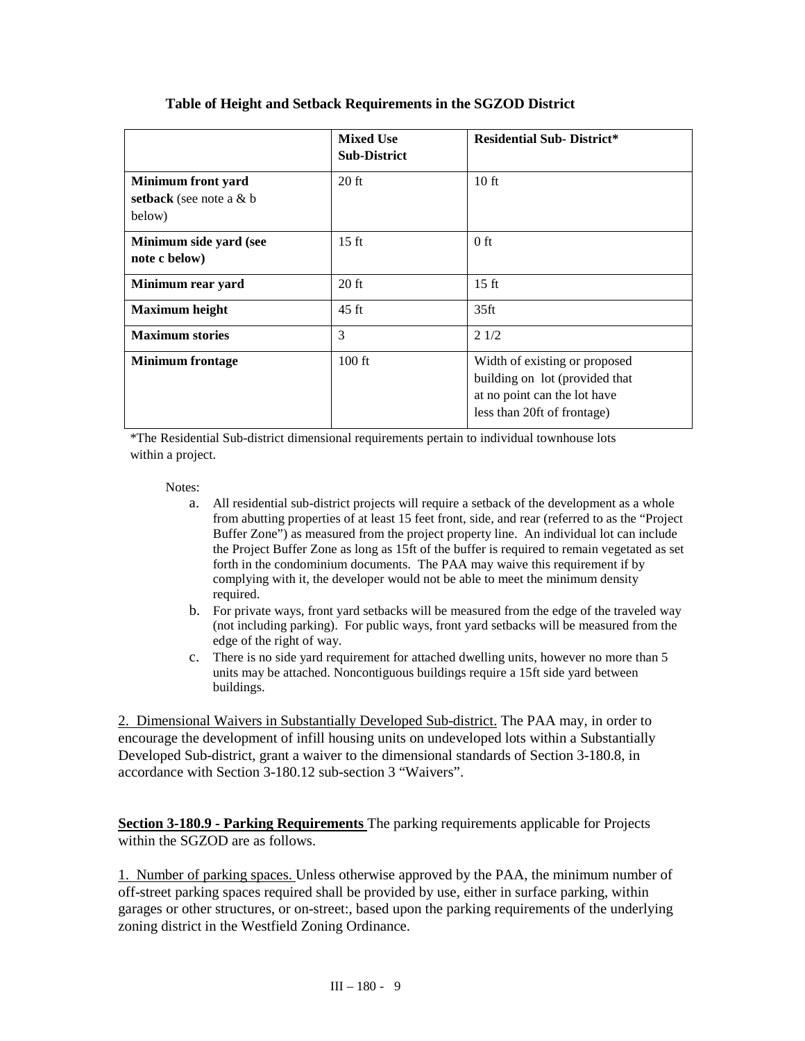**Table of Height and Setback Requirements in the SGZOD District**

| | **Mixed Use Sub-District** | **Residential Sub- District*** |
|---|---|---|
| **Minimum front yard setback** (see note a & b below) | 20 ft | 10 ft |
| **Minimum side yard (see note c below)** | 15 ft | 0 ft |
| **Minimum rear yard** | 20 ft | 15 ft |
| **Maximum height** | 45 ft | 35ft |
| **Maximum stories** | 3 | 2 1/2 |
| **Minimum frontage** | 100 ft | Width of existing or proposed building on lot (provided that at no point can the lot have less than 20ft of frontage) |

*The Residential Sub-district dimensional requirements pertain to individual townhouse lots within a project.

Notes:

a. All residential sub-district projects will require a setback of the development as a whole from abutting properties of at least 15 feet front, side, and rear (referred to as the "Project Buffer Zone") as measured from the project property line. An individual lot can include the Project Buffer Zone as long as 15ft of the buffer is required to remain vegetated as set forth in the condominium documents. The PAA may waive this requirement if by complying with it, the developer would not be able to meet the minimum density required.

b. For private ways, front yard setbacks will be measured from the edge of the traveled way (not including parking). For public ways, front yard setbacks will be measured from the edge of the right of way.

c. There is no side yard requirement for attached dwelling units, however no more than 5 units may be attached. Noncontiguous buildings require a 15ft side yard between buildings.

2. <u>Dimensional Waivers in Substantially Developed Sub-district.</u> The PAA may, in order to encourage the development of infill housing units on undeveloped lots within a Substantially Developed Sub-district, grant a waiver to the dimensional standards of Section 3-180.8, in accordance with Section 3-180.12 sub-section 3 "Waivers".

**<u>Section 3-180.9 - Parking Requirements</u>** The parking requirements applicable for Projects within the SGZOD are as follows.

1. <u>Number of parking spaces.</u> Unless otherwise approved by the PAA, the minimum number of off-street parking spaces required shall be provided by use, either in surface parking, within garages or other structures, or on-street:, based upon the parking requirements of the underlying zoning district in the Westfield Zoning Ordinance.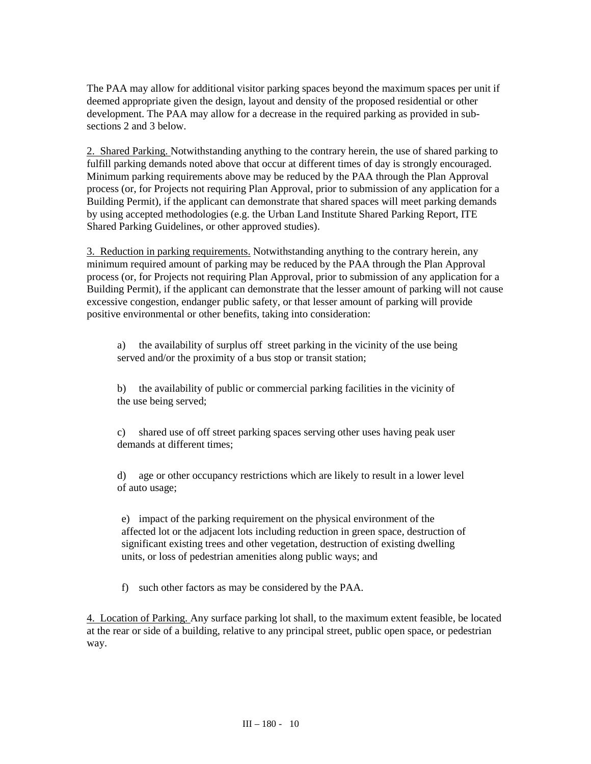The PAA may allow for additional visitor parking spaces beyond the maximum spaces per unit if deemed appropriate given the design, layout and density of the proposed residential or other development. The PAA may allow for a decrease in the required parking as provided in sub-sections 2 and 3 below.

2. <u>Shared Parking.</u> Notwithstanding anything to the contrary herein, the use of shared parking to fulfill parking demands noted above that occur at different times of day is strongly encouraged. Minimum parking requirements above may be reduced by the PAA through the Plan Approval process (or, for Projects not requiring Plan Approval, prior to submission of any application for a Building Permit), if the applicant can demonstrate that shared spaces will meet parking demands by using accepted methodologies (e.g. the Urban Land Institute Shared Parking Report, ITE Shared Parking Guidelines, or other approved studies).

3. <u>Reduction in parking requirements.</u> Notwithstanding anything to the contrary herein, any minimum required amount of parking may be reduced by the PAA through the Plan Approval process (or, for Projects not requiring Plan Approval, prior to submission of any application for a Building Permit), if the applicant can demonstrate that the lesser amount of parking will not cause excessive congestion, endanger public safety, or that lesser amount of parking will provide positive environmental or other benefits, taking into consideration:

a) the availability of surplus off street parking in the vicinity of the use being served and/or the proximity of a bus stop or transit station;

b) the availability of public or commercial parking facilities in the vicinity of the use being served;

c) shared use of off street parking spaces serving other uses having peak user demands at different times;

d) age or other occupancy restrictions which are likely to result in a lower level of auto usage;

e) impact of the parking requirement on the physical environment of the affected lot or the adjacent lots including reduction in green space, destruction of significant existing trees and other vegetation, destruction of existing dwelling units, or loss of pedestrian amenities along public ways; and

f) such other factors as may be considered by the PAA.

4. <u>Location of Parking.</u> Any surface parking lot shall, to the maximum extent feasible, be located at the rear or side of a building, relative to any principal street, public open space, or pedestrian way.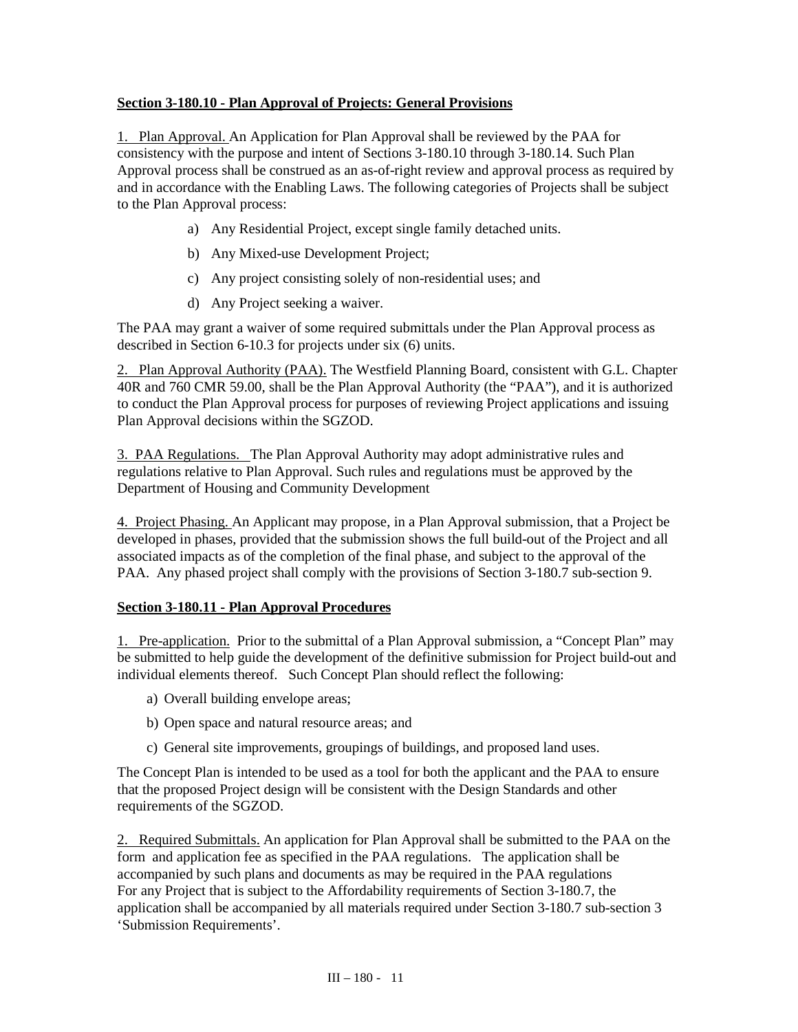**Section 3-180.10 - Plan Approval of Projects: General Provisions**

1. Plan Approval. An Application for Plan Approval shall be reviewed by the PAA for consistency with the purpose and intent of Sections 3-180.10 through 3-180.14. Such Plan Approval process shall be construed as an as-of-right review and approval process as required by and in accordance with the Enabling Laws. The following categories of Projects shall be subject to the Plan Approval process:

a) Any Residential Project, except single family detached units.

b) Any Mixed-use Development Project;

c) Any project consisting solely of non-residential uses; and

d) Any Project seeking a waiver.

The PAA may grant a waiver of some required submittals under the Plan Approval process as described in Section 6-10.3 for projects under six (6) units.

2. Plan Approval Authority (PAA). The Westfield Planning Board, consistent with G.L. Chapter 40R and 760 CMR 59.00, shall be the Plan Approval Authority (the "PAA"), and it is authorized to conduct the Plan Approval process for purposes of reviewing Project applications and issuing Plan Approval decisions within the SGZOD.

3. PAA Regulations. The Plan Approval Authority may adopt administrative rules and regulations relative to Plan Approval. Such rules and regulations must be approved by the Department of Housing and Community Development

4. Project Phasing. An Applicant may propose, in a Plan Approval submission, that a Project be developed in phases, provided that the submission shows the full build-out of the Project and all associated impacts as of the completion of the final phase, and subject to the approval of the PAA. Any phased project shall comply with the provisions of Section 3-180.7 sub-section 9.

**Section 3-180.11 - Plan Approval Procedures**

1. Pre-application. Prior to the submittal of a Plan Approval submission, a "Concept Plan" may be submitted to help guide the development of the definitive submission for Project build-out and individual elements thereof. Such Concept Plan should reflect the following:

a) Overall building envelope areas;

b) Open space and natural resource areas; and

c) General site improvements, groupings of buildings, and proposed land uses.

The Concept Plan is intended to be used as a tool for both the applicant and the PAA to ensure that the proposed Project design will be consistent with the Design Standards and other requirements of the SGZOD.

2. Required Submittals. An application for Plan Approval shall be submitted to the PAA on the form and application fee as specified in the PAA regulations. The application shall be accompanied by such plans and documents as may be required in the PAA regulations For any Project that is subject to the Affordability requirements of Section 3-180.7, the application shall be accompanied by all materials required under Section 3-180.7 sub-section 3 'Submission Requirements'.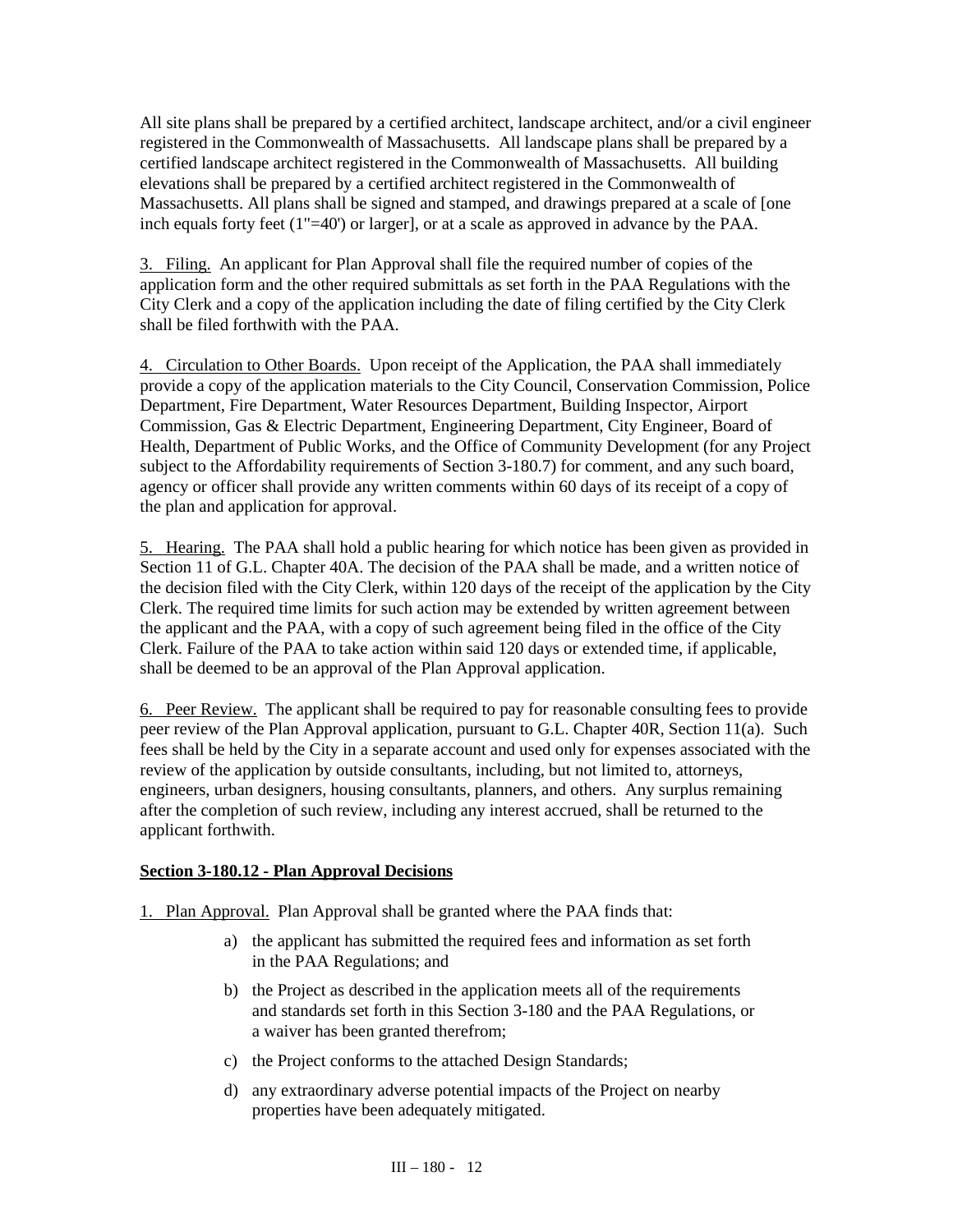All site plans shall be prepared by a certified architect, landscape architect, and/or a civil engineer registered in the Commonwealth of Massachusetts. All landscape plans shall be prepared by a certified landscape architect registered in the Commonwealth of Massachusetts. All building elevations shall be prepared by a certified architect registered in the Commonwealth of Massachusetts. All plans shall be signed and stamped, and drawings prepared at a scale of [one inch equals forty feet (1"=40') or larger], or at a scale as approved in advance by the PAA.

3. Filing. An applicant for Plan Approval shall file the required number of copies of the application form and the other required submittals as set forth in the PAA Regulations with the City Clerk and a copy of the application including the date of filing certified by the City Clerk shall be filed forthwith with the PAA.

4. Circulation to Other Boards. Upon receipt of the Application, the PAA shall immediately provide a copy of the application materials to the City Council, Conservation Commission, Police Department, Fire Department, Water Resources Department, Building Inspector, Airport Commission, Gas & Electric Department, Engineering Department, City Engineer, Board of Health, Department of Public Works, and the Office of Community Development (for any Project subject to the Affordability requirements of Section 3-180.7) for comment, and any such board, agency or officer shall provide any written comments within 60 days of its receipt of a copy of the plan and application for approval.

5. Hearing. The PAA shall hold a public hearing for which notice has been given as provided in Section 11 of G.L. Chapter 40A. The decision of the PAA shall be made, and a written notice of the decision filed with the City Clerk, within 120 days of the receipt of the application by the City Clerk. The required time limits for such action may be extended by written agreement between the applicant and the PAA, with a copy of such agreement being filed in the office of the City Clerk. Failure of the PAA to take action within said 120 days or extended time, if applicable, shall be deemed to be an approval of the Plan Approval application.

6. Peer Review. The applicant shall be required to pay for reasonable consulting fees to provide peer review of the Plan Approval application, pursuant to G.L. Chapter 40R, Section 11(a). Such fees shall be held by the City in a separate account and used only for expenses associated with the review of the application by outside consultants, including, but not limited to, attorneys, engineers, urban designers, housing consultants, planners, and others. Any surplus remaining after the completion of such review, including any interest accrued, shall be returned to the applicant forthwith.

**Section 3-180.12 - Plan Approval Decisions**

1. Plan Approval. Plan Approval shall be granted where the PAA finds that:

   a) the applicant has submitted the required fees and information as set forth in the PAA Regulations; and

   b) the Project as described in the application meets all of the requirements and standards set forth in this Section 3-180 and the PAA Regulations, or a waiver has been granted therefrom;

   c) the Project conforms to the attached Design Standards;

   d) any extraordinary adverse potential impacts of the Project on nearby properties have been adequately mitigated.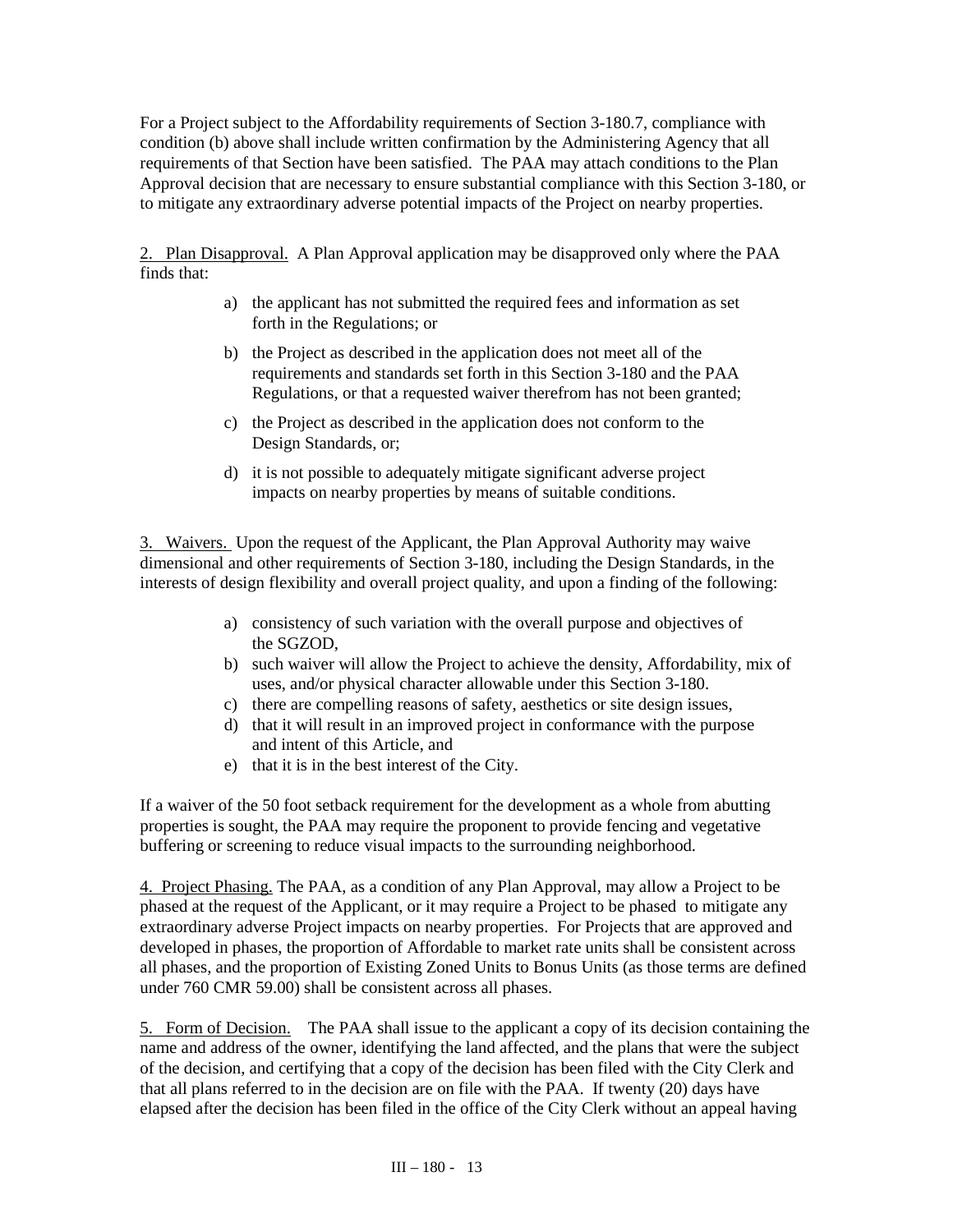For a Project subject to the Affordability requirements of Section 3-180.7, compliance with condition (b) above shall include written confirmation by the Administering Agency that all requirements of that Section have been satisfied. The PAA may attach conditions to the Plan Approval decision that are necessary to ensure substantial compliance with this Section 3-180, or to mitigate any extraordinary adverse potential impacts of the Project on nearby properties.

2. Plan Disapproval. A Plan Approval application may be disapproved only where the PAA finds that:

a) the applicant has not submitted the required fees and information as set forth in the Regulations; or

b) the Project as described in the application does not meet all of the requirements and standards set forth in this Section 3-180 and the PAA Regulations, or that a requested waiver therefrom has not been granted;

c) the Project as described in the application does not conform to the Design Standards, or;

d) it is not possible to adequately mitigate significant adverse project impacts on nearby properties by means of suitable conditions.

3. Waivers. Upon the request of the Applicant, the Plan Approval Authority may waive dimensional and other requirements of Section 3-180, including the Design Standards, in the interests of design flexibility and overall project quality, and upon a finding of the following:

a) consistency of such variation with the overall purpose and objectives of the SGZOD,
b) such waiver will allow the Project to achieve the density, Affordability, mix of uses, and/or physical character allowable under this Section 3-180.
c) there are compelling reasons of safety, aesthetics or site design issues,
d) that it will result in an improved project in conformance with the purpose and intent of this Article, and
e) that it is in the best interest of the City.

If a waiver of the 50 foot setback requirement for the development as a whole from abutting properties is sought, the PAA may require the proponent to provide fencing and vegetative buffering or screening to reduce visual impacts to the surrounding neighborhood.

4. Project Phasing. The PAA, as a condition of any Plan Approval, may allow a Project to be phased at the request of the Applicant, or it may require a Project to be phased to mitigate any extraordinary adverse Project impacts on nearby properties. For Projects that are approved and developed in phases, the proportion of Affordable to market rate units shall be consistent across all phases, and the proportion of Existing Zoned Units to Bonus Units (as those terms are defined under 760 CMR 59.00) shall be consistent across all phases.

5. Form of Decision. The PAA shall issue to the applicant a copy of its decision containing the name and address of the owner, identifying the land affected, and the plans that were the subject of the decision, and certifying that a copy of the decision has been filed with the City Clerk and that all plans referred to in the decision are on file with the PAA. If twenty (20) days have elapsed after the decision has been filed in the office of the City Clerk without an appeal having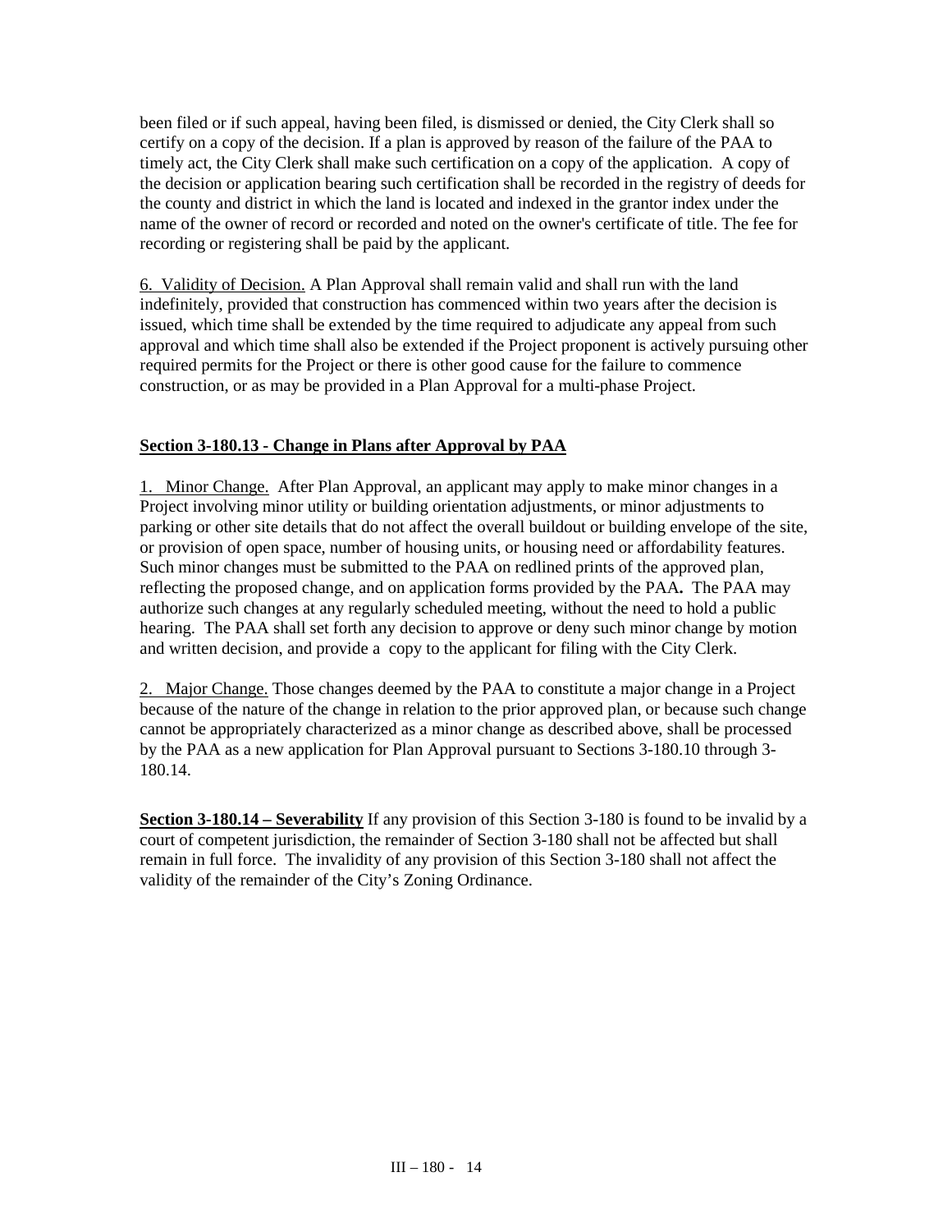been filed or if such appeal, having been filed, is dismissed or denied, the City Clerk shall so certify on a copy of the decision. If a plan is approved by reason of the failure of the PAA to timely act, the City Clerk shall make such certification on a copy of the application. A copy of the decision or application bearing such certification shall be recorded in the registry of deeds for the county and district in which the land is located and indexed in the grantor index under the name of the owner of record or recorded and noted on the owner's certificate of title. The fee for recording or registering shall be paid by the applicant.

6. Validity of Decision. A Plan Approval shall remain valid and shall run with the land indefinitely, provided that construction has commenced within two years after the decision is issued, which time shall be extended by the time required to adjudicate any appeal from such approval and which time shall also be extended if the Project proponent is actively pursuing other required permits for the Project or there is other good cause for the failure to commence construction, or as may be provided in a Plan Approval for a multi-phase Project.

## Section 3-180.13 - Change in Plans after Approval by PAA

1. Minor Change. After Plan Approval, an applicant may apply to make minor changes in a Project involving minor utility or building orientation adjustments, or minor adjustments to parking or other site details that do not affect the overall buildout or building envelope of the site, or provision of open space, number of housing units, or housing need or affordability features. Such minor changes must be submitted to the PAA on redlined prints of the approved plan, reflecting the proposed change, and on application forms provided by the PAA**.** The PAA may authorize such changes at any regularly scheduled meeting, without the need to hold a public hearing. The PAA shall set forth any decision to approve or deny such minor change by motion and written decision, and provide a copy to the applicant for filing with the City Clerk.

2. Major Change. Those changes deemed by the PAA to constitute a major change in a Project because of the nature of the change in relation to the prior approved plan, or because such change cannot be appropriately characterized as a minor change as described above, shall be processed by the PAA as a new application for Plan Approval pursuant to Sections 3-180.10 through 3-180.14.

**Section 3-180.14 – Severability** If any provision of this Section 3-180 is found to be invalid by a court of competent jurisdiction, the remainder of Section 3-180 shall not be affected but shall remain in full force. The invalidity of any provision of this Section 3-180 shall not affect the validity of the remainder of the City's Zoning Ordinance.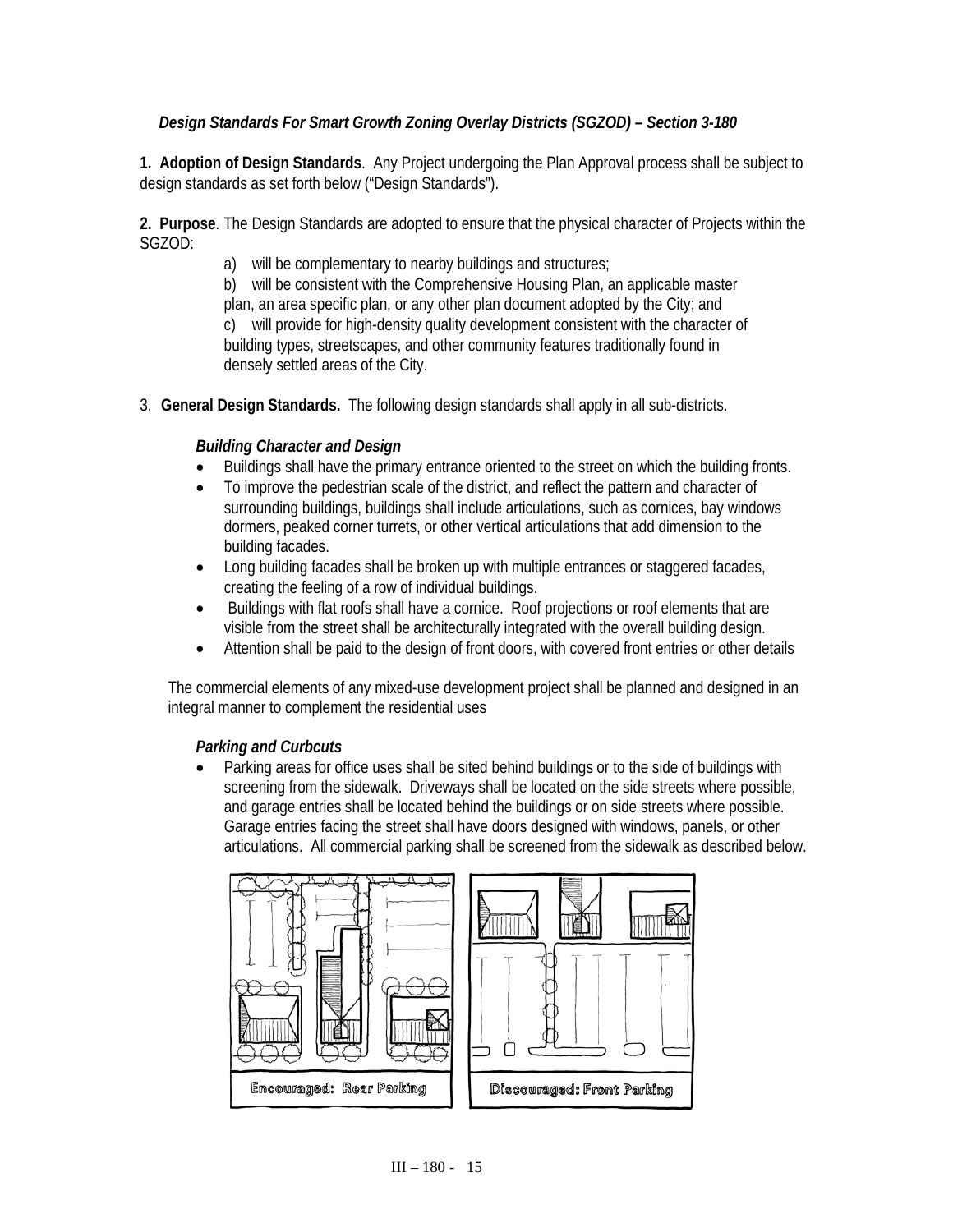***Design Standards For Smart Growth Zoning Overlay Districts (SGZOD) – Section 3-180***

**1. Adoption of Design Standards**. Any Project undergoing the Plan Approval process shall be subject to design standards as set forth below ("Design Standards").

**2. Purpose**. The Design Standards are adopted to ensure that the physical character of Projects within the SGZOD:

a) will be complementary to nearby buildings and structures;

b) will be consistent with the Comprehensive Housing Plan, an applicable master plan, an area specific plan, or any other plan document adopted by the City; and

c) will provide for high-density quality development consistent with the character of building types, streetscapes, and other community features traditionally found in densely settled areas of the City.

3. **General Design Standards.** The following design standards shall apply in all sub-districts.

***Building Character and Design***

- Buildings shall have the primary entrance oriented to the street on which the building fronts.
- To improve the pedestrian scale of the district, and reflect the pattern and character of surrounding buildings, buildings shall include articulations, such as cornices, bay windows dormers, peaked corner turrets, or other vertical articulations that add dimension to the building facades.
- Long building facades shall be broken up with multiple entrances or staggered facades, creating the feeling of a row of individual buildings.
- Buildings with flat roofs shall have a cornice. Roof projections or roof elements that are visible from the street shall be architecturally integrated with the overall building design.
- Attention shall be paid to the design of front doors, with covered front entries or other details

The commercial elements of any mixed-use development project shall be planned and designed in an integral manner to complement the residential uses

***Parking and Curbcuts***

- Parking areas for office uses shall be sited behind buildings or to the side of buildings with screening from the sidewalk. Driveways shall be located on the side streets where possible, and garage entries shall be located behind the buildings or on side streets where possible. Garage entries facing the street shall have doors designed with windows, panels, or other articulations. All commercial parking shall be screened from the sidewalk as described below.

Encouraged: Rear Parking

Discouraged: Front Parking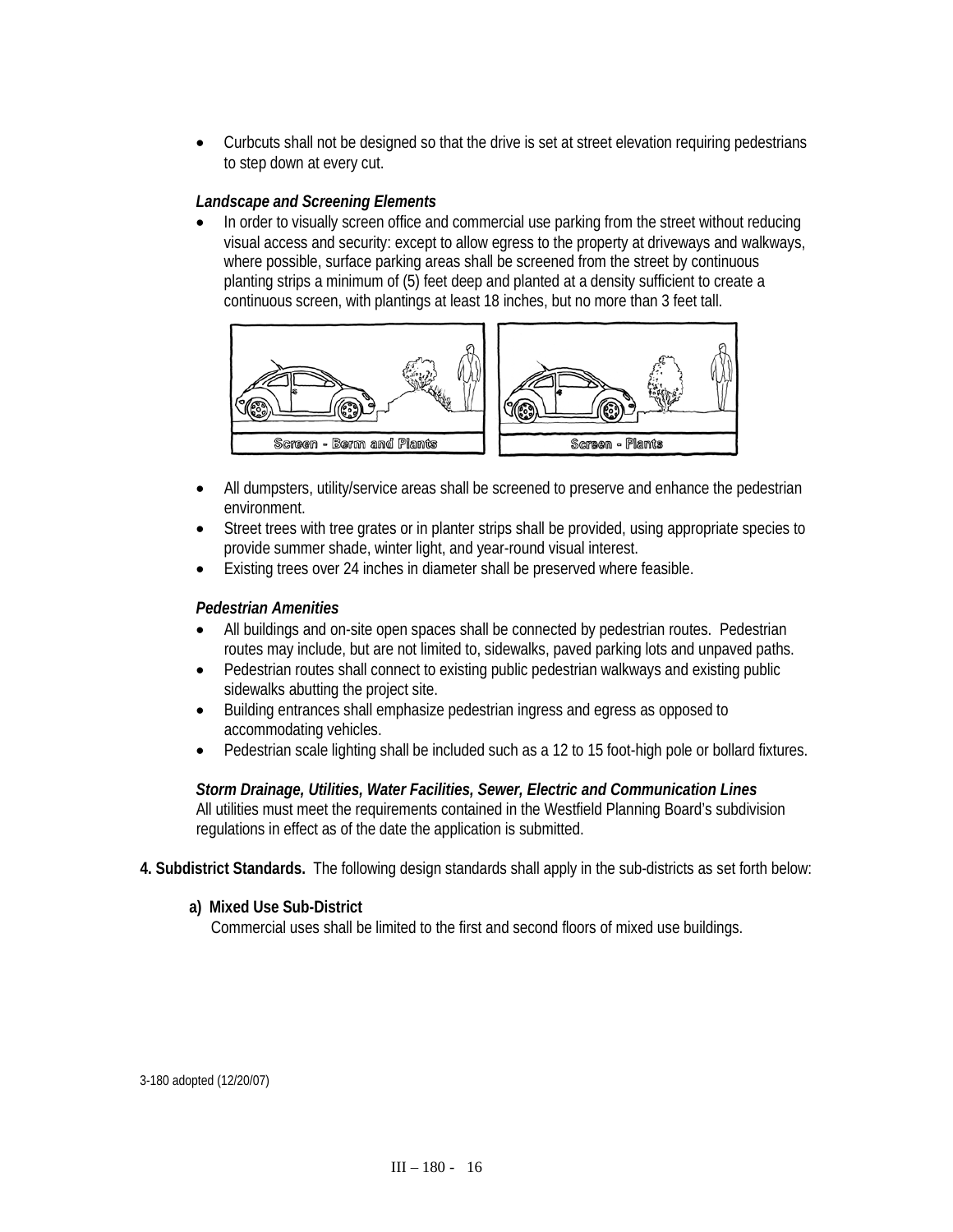- Curbcuts shall not be designed so that the drive is set at street elevation requiring pedestrians to step down at every cut.

***Landscape and Screening Elements***

- In order to visually screen office and commercial use parking from the street without reducing visual access and security: except to allow egress to the property at driveways and walkways, where possible, surface parking areas shall be screened from the street by continuous planting strips a minimum of (5) feet deep and planted at a density sufficient to create a continuous screen, with plantings at least 18 inches, but no more than 3 feet tall.

Screen - Berm and Plants

Screen - Plants

- All dumpsters, utility/service areas shall be screened to preserve and enhance the pedestrian environment.
- Street trees with tree grates or in planter strips shall be provided, using appropriate species to provide summer shade, winter light, and year-round visual interest.
- Existing trees over 24 inches in diameter shall be preserved where feasible.

***Pedestrian Amenities***

- All buildings and on-site open spaces shall be connected by pedestrian routes. Pedestrian routes may include, but are not limited to, sidewalks, paved parking lots and unpaved paths.
- Pedestrian routes shall connect to existing public pedestrian walkways and existing public sidewalks abutting the project site.
- Building entrances shall emphasize pedestrian ingress and egress as opposed to accommodating vehicles.
- Pedestrian scale lighting shall be included such as a 12 to 15 foot-high pole or bollard fixtures.

***Storm Drainage, Utilities, Water Facilities, Sewer, Electric and Communication Lines***

All utilities must meet the requirements contained in the Westfield Planning Board's subdivision regulations in effect as of the date the application is submitted.

**4. Subdistrict Standards.** The following design standards shall apply in the sub-districts as set forth below:

**a) Mixed Use Sub-District**

Commercial uses shall be limited to the first and second floors of mixed use buildings.

3-180 adopted (12/20/07)